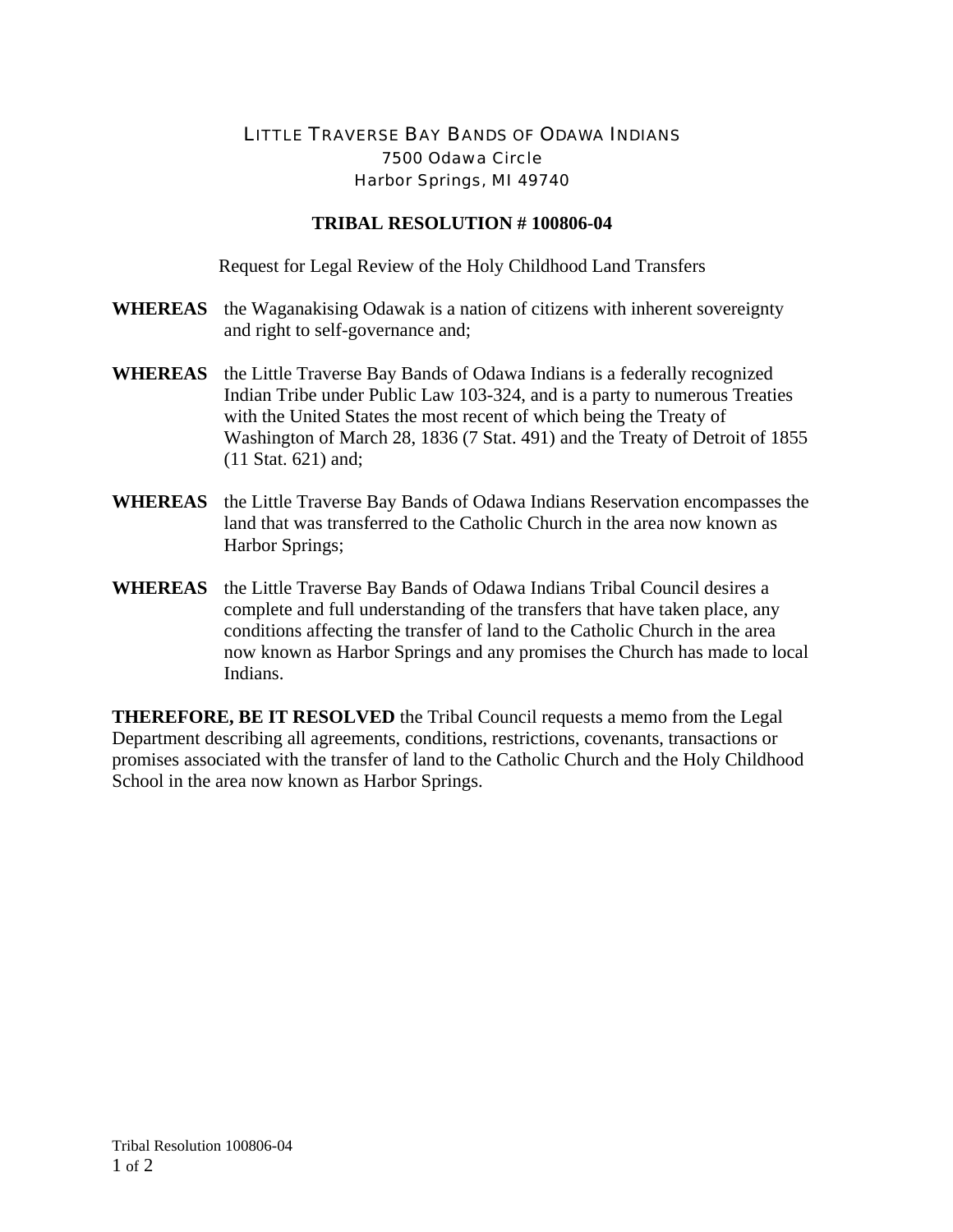LITTLE TRAVERSE BAY BANDS OF ODAWA INDIANS
7500 Odawa Circle
Harbor Springs, MI 49740

# TRIBAL RESOLUTION # 100806-04

Request for Legal Review of the Holy Childhood Land Transfers

**WHEREAS** the Waganakising Odawak is a nation of citizens with inherent sovereignty and right to self-governance and;

**WHEREAS** the Little Traverse Bay Bands of Odawa Indians is a federally recognized Indian Tribe under Public Law 103-324, and is a party to numerous Treaties with the United States the most recent of which being the Treaty of Washington of March 28, 1836 (7 Stat. 491) and the Treaty of Detroit of 1855 (11 Stat. 621) and;

**WHEREAS** the Little Traverse Bay Bands of Odawa Indians Reservation encompasses the land that was transferred to the Catholic Church in the area now known as Harbor Springs;

**WHEREAS** the Little Traverse Bay Bands of Odawa Indians Tribal Council desires a complete and full understanding of the transfers that have taken place, any conditions affecting the transfer of land to the Catholic Church in the area now known as Harbor Springs and any promises the Church has made to local Indians.

**THEREFORE, BE IT RESOLVED** the Tribal Council requests a memo from the Legal Department describing all agreements, conditions, restrictions, covenants, transactions or promises associated with the transfer of land to the Catholic Church and the Holy Childhood School in the area now known as Harbor Springs.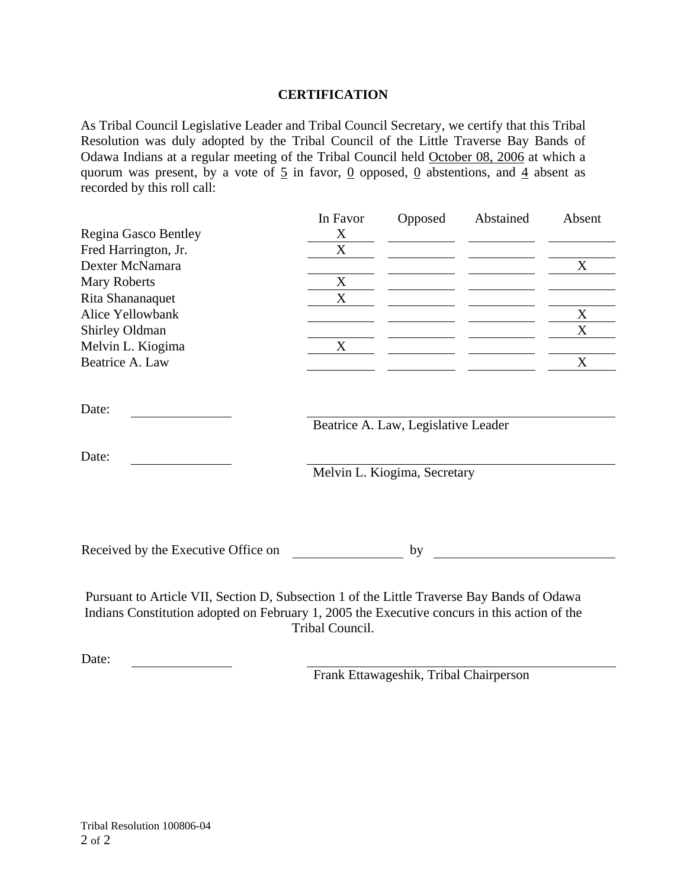## CERTIFICATION

As Tribal Council Legislative Leader and Tribal Council Secretary, we certify that this Tribal Resolution was duly adopted by the Tribal Council of the Little Traverse Bay Bands of Odawa Indians at a regular meeting of the Tribal Council held October 08, 2006 at which a quorum was present, by a vote of 5 in favor, 0 opposed, 0 abstentions, and 4 absent as recorded by this roll call:

| | In Favor | Opposed | Abstained | Absent |
|---|---|---|---|---|
| Regina Gasco Bentley | X | | | |
| Fred Harrington, Jr. | X | | | |
| Dexter McNamara | | | | X |
| Mary Roberts | X | | | |
| Rita Shananaquet | X | | | |
| Alice Yellowbank | | | | X |
| Shirley Oldman | | | | X |
| Melvin L. Kiogima | X | | | |
| Beatrice A. Law | | | | X |

Date: ____________ ______________________________
Beatrice A. Law, Legislative Leader

Date: ____________ ______________________________
Melvin L. Kiogima, Secretary

Received by the Executive Office on ______________ by ______________________

Pursuant to Article VII, Section D, Subsection 1 of the Little Traverse Bay Bands of Odawa Indians Constitution adopted on February 1, 2005 the Executive concurs in this action of the Tribal Council.

Date: ____________ ______________________________
Frank Ettawageshik, Tribal Chairperson

Tribal Resolution 100806-04